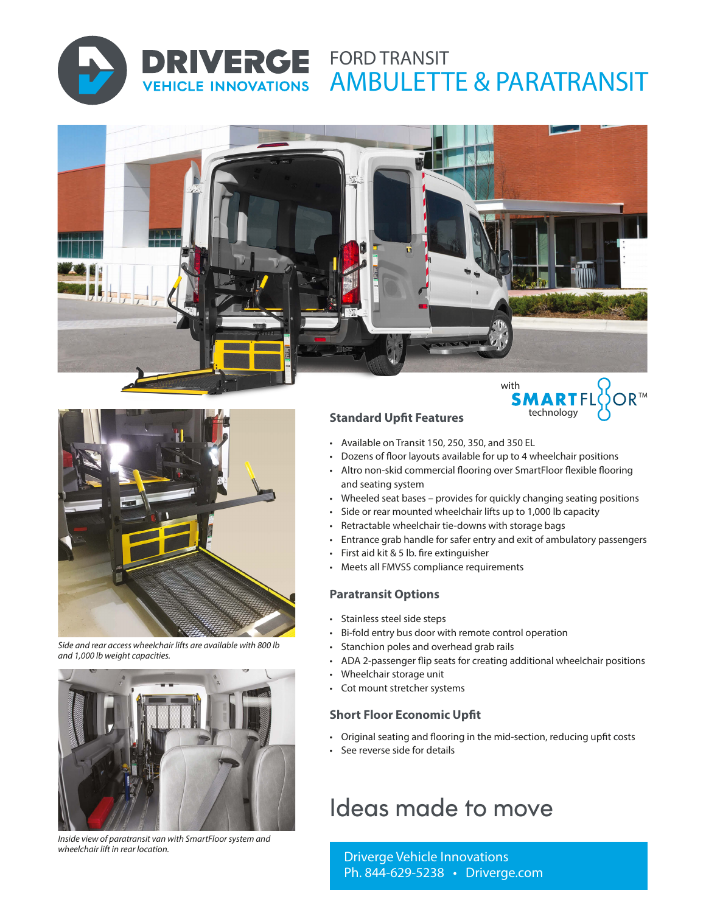# DRIVERGE VEHICLE INNOVATIONS

## FORD TRANSIT AMBULETTE & PARATRANSIT

Side and rear access wheelchair lifts are available with 800 lb and 1,000 lb weight capacities.

Inside view of paratransit van with SmartFloor system and wheelchair lift in rear location.

with SMARTFLOOR™ technology

### Standard Upfit Features

- Available on Transit 150, 250, 350, and 350 EL
- Dozens of floor layouts available for up to 4 wheelchair positions
- Altro non-skid commercial flooring over SmartFloor flexible flooring and seating system
- Wheeled seat bases – provides for quickly changing seating positions
- Side or rear mounted wheelchair lifts up to 1,000 lb capacity
- Retractable wheelchair tie-downs with storage bags
- Entrance grab handle for safer entry and exit of ambulatory passengers
- First aid kit & 5 lb. fire extinguisher
- Meets all FMVSS compliance requirements

### Paratransit Options

- Stainless steel side steps
- Bi-fold entry bus door with remote control operation
- Stanchion poles and overhead grab rails
- ADA 2-passenger flip seats for creating additional wheelchair positions
- Wheelchair storage unit
- Cot mount stretcher systems

### Short Floor Economic Upfit

- Original seating and flooring in the mid-section, reducing upfit costs
- See reverse side for details

## Ideas made to move

Driverge Vehicle Innovations
Ph. 844-629-5238 • Driverge.com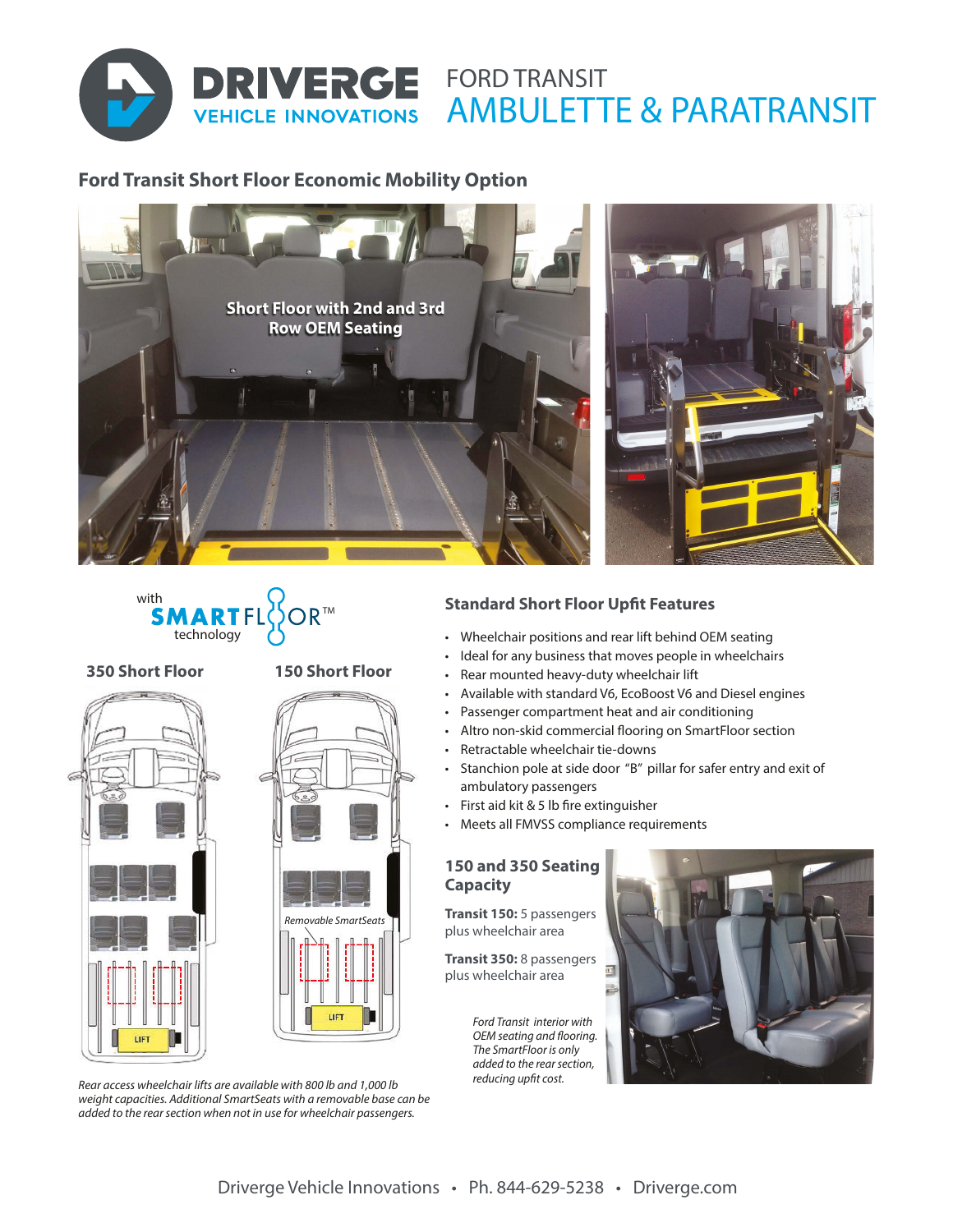# DRIVERGE VEHICLE INNOVATIONS

## FORD TRANSIT AMBULETTE & PARATRANSIT

### Ford Transit Short Floor Economic Mobility Option

Short Floor with 2nd and 3rd Row OEM Seating

with SMARTFLOOR™ technology

**350 Short Floor**

**150 Short Floor**

Removable SmartSeats

LIFT

*Rear access wheelchair lifts are available with 800 lb and 1,000 lb weight capacities. Additional SmartSeats with a removable base can be added to the rear section when not in use for wheelchair passengers.*

### Standard Short Floor Upfit Features

- Wheelchair positions and rear lift behind OEM seating
- Ideal for any business that moves people in wheelchairs
- Rear mounted heavy-duty wheelchair lift
- Available with standard V6, EcoBoost V6 and Diesel engines
- Passenger compartment heat and air conditioning
- Altro non-skid commercial flooring on SmartFloor section
- Retractable wheelchair tie-downs
- Stanchion pole at side door "B" pillar for safer entry and exit of ambulatory passengers
- First aid kit & 5 lb fire extinguisher
- Meets all FMVSS compliance requirements

### 150 and 350 Seating Capacity

**Transit 150:** 5 passengers plus wheelchair area

**Transit 350:** 8 passengers plus wheelchair area

*Ford Transit interior with OEM seating and flooring. The SmartFloor is only added to the rear section, reducing upfit cost.*

Driverge Vehicle Innovations • Ph. 844-629-5238 • Driverge.com